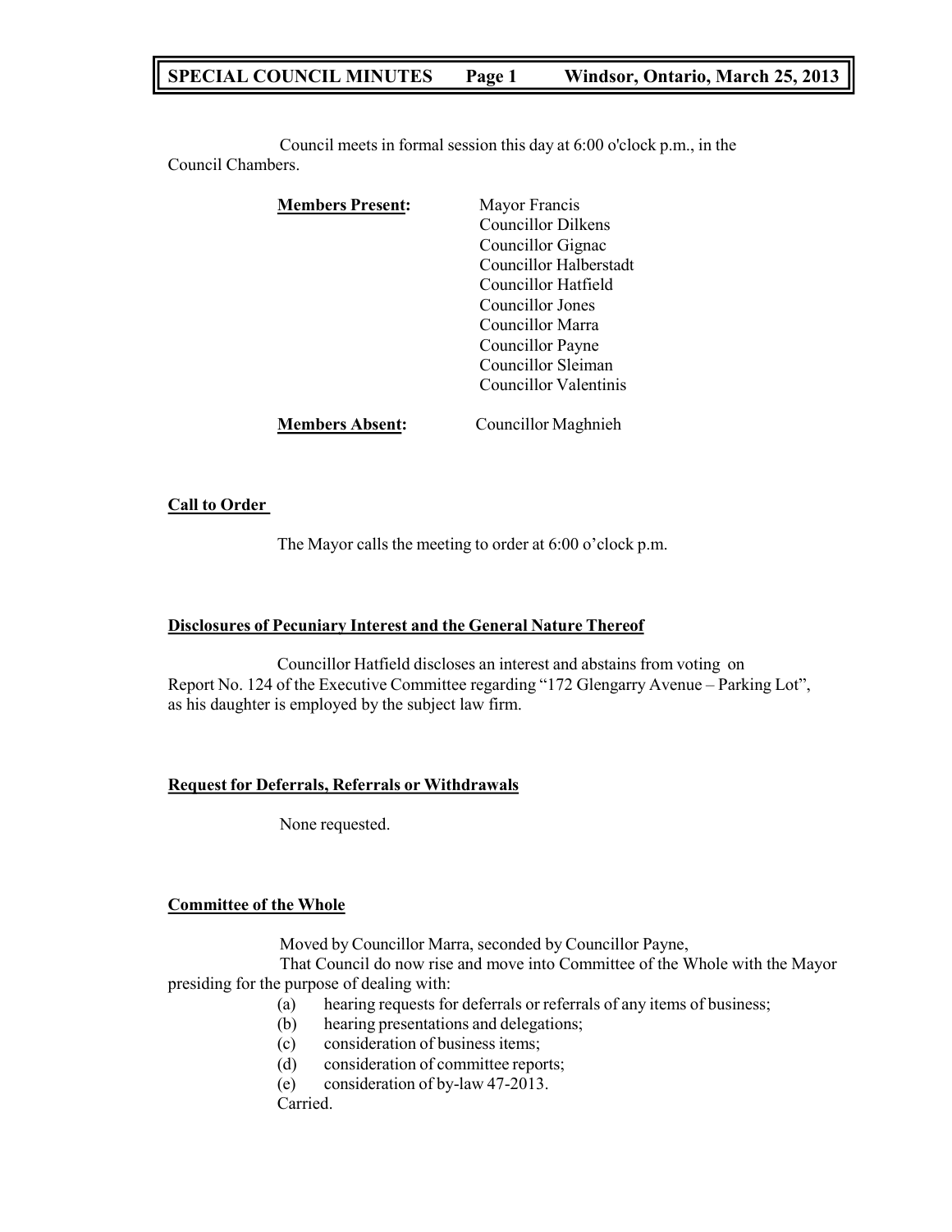Council meets in formal session this day at 6:00 o'clock p.m., in the Council Chambers.

**Members Present:**

Mayor Francis
Councillor Dilkens
Councillor Gignac
Councillor Halberstadt
Councillor Hatfield
Councillor Jones
Councillor Marra
Councillor Payne
Councillor Sleiman
Councillor Valentinis

**Members Absent:** Councillor Maghnieh

## Call to Order

The Mayor calls the meeting to order at 6:00 o'clock p.m.

## Disclosures of Pecuniary Interest and the General Nature Thereof

Councillor Hatfield discloses an interest and abstains from voting on Report No. 124 of the Executive Committee regarding "172 Glengarry Avenue – Parking Lot", as his daughter is employed by the subject law firm.

## Request for Deferrals, Referrals or Withdrawals

None requested.

## Committee of the Whole

Moved by Councillor Marra, seconded by Councillor Payne,

That Council do now rise and move into Committee of the Whole with the Mayor presiding for the purpose of dealing with:

(a) hearing requests for deferrals or referrals of any items of business;
(b) hearing presentations and delegations;
(c) consideration of business items;
(d) consideration of committee reports;
(e) consideration of by-law 47-2013.

Carried.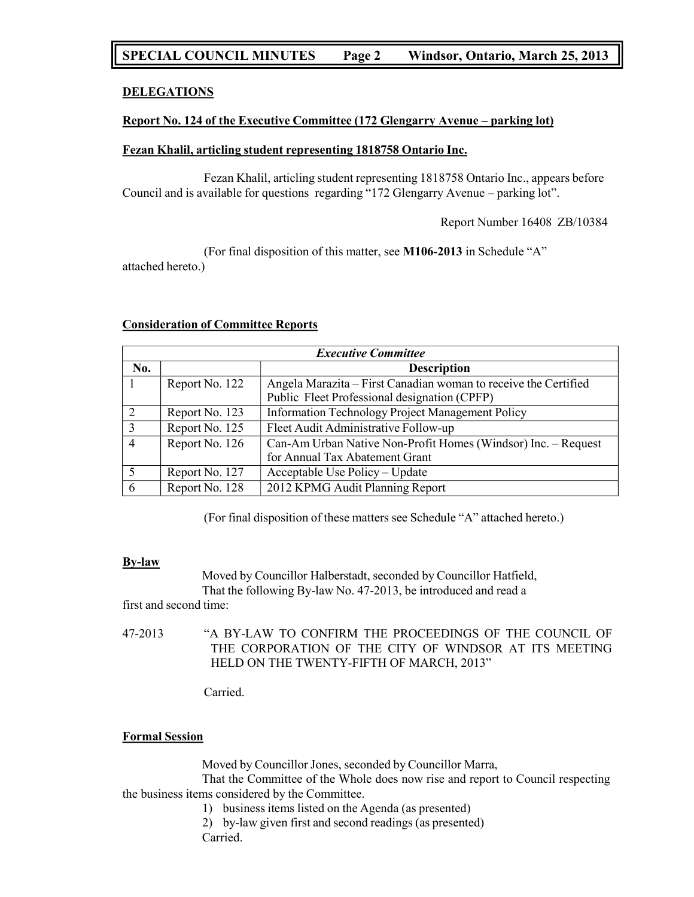## DELEGATIONS

**Report No. 124 of the Executive Committee (172 Glengarry Avenue – parking lot)**

**Fezan Khalil, articling student representing 1818758 Ontario Inc.**

Fezan Khalil, articling student representing 1818758 Ontario Inc., appears before Council and is available for questions regarding "172 Glengarry Avenue – parking lot".

Report Number 16408 ZB/10384

(For final disposition of this matter, see **M106-2013** in Schedule "A" attached hereto.)

## Consideration of Committee Reports

| *Executive Committee* | | |
|---|---|---|
| **No.** | | **Description** |
| 1 | Report No. 122 | Angela Marazita – First Canadian woman to receive the Certified Public Fleet Professional designation (CPFP) |
| 2 | Report No. 123 | Information Technology Project Management Policy |
| 3 | Report No. 125 | Fleet Audit Administrative Follow-up |
| 4 | Report No. 126 | Can-Am Urban Native Non-Profit Homes (Windsor) Inc. – Request for Annual Tax Abatement Grant |
| 5 | Report No. 127 | Acceptable Use Policy – Update |
| 6 | Report No. 128 | 2012 KPMG Audit Planning Report |

(For final disposition of these matters see Schedule "A" attached hereto.)

## By-law

Moved by Councillor Halberstadt, seconded by Councillor Hatfield,
That the following By-law No. 47-2013, be introduced and read a first and second time:

47-2013 "A BY-LAW TO CONFIRM THE PROCEEDINGS OF THE COUNCIL OF THE CORPORATION OF THE CITY OF WINDSOR AT ITS MEETING HELD ON THE TWENTY-FIFTH OF MARCH, 2013"

Carried.

## Formal Session

Moved by Councillor Jones, seconded by Councillor Marra,
That the Committee of the Whole does now rise and report to Council respecting the business items considered by the Committee.

1) business items listed on the Agenda (as presented)
2) by-law given first and second readings (as presented)

Carried.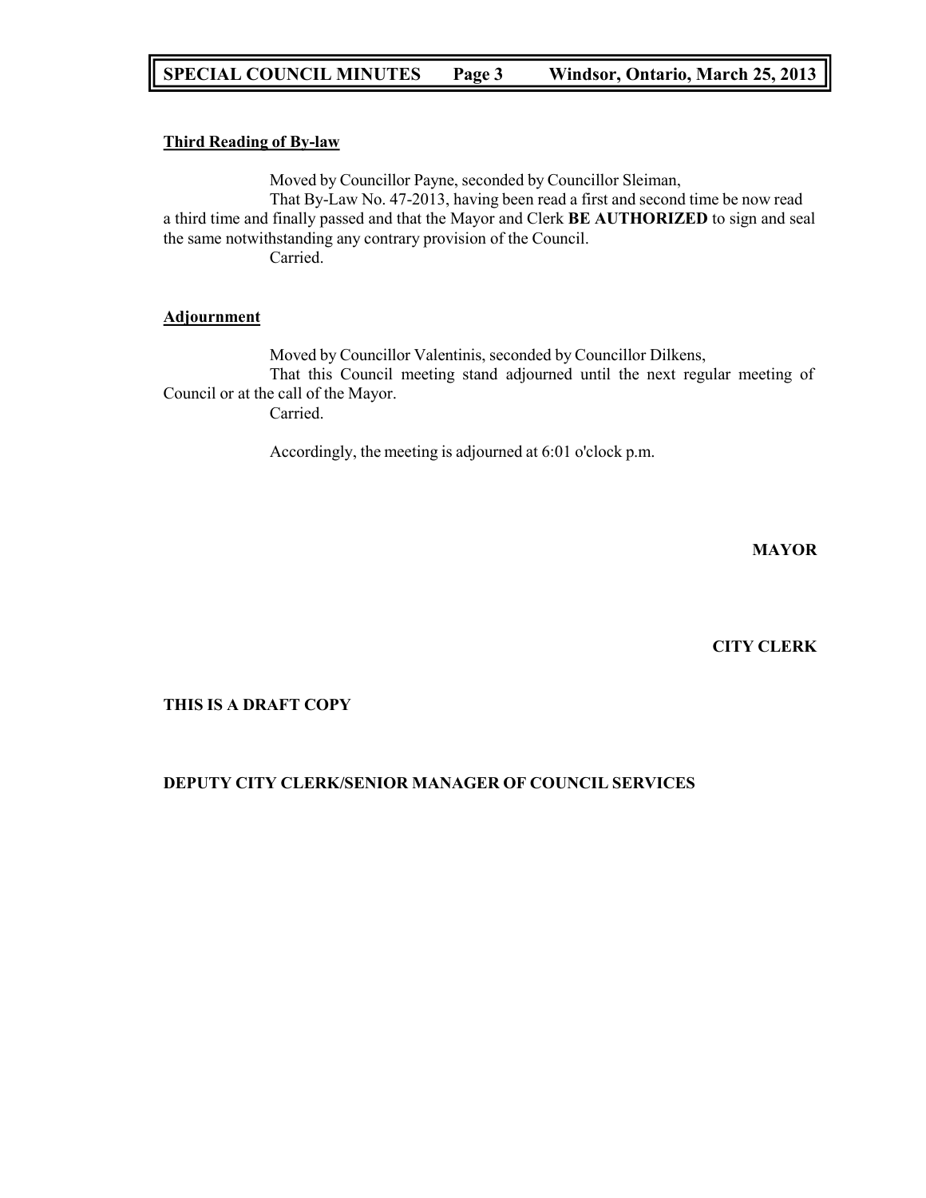**Third Reading of By-law**

Moved by Councillor Payne, seconded by Councillor Sleiman,

That By-Law No. 47-2013, having been read a first and second time be now read a third time and finally passed and that the Mayor and Clerk **BE AUTHORIZED** to sign and seal the same notwithstanding any contrary provision of the Council.

Carried.

**Adjournment**

Moved by Councillor Valentinis, seconded by Councillor Dilkens,

That this Council meeting stand adjourned until the next regular meeting of Council or at the call of the Mayor.

Carried.

Accordingly, the meeting is adjourned at 6:01 o'clock p.m.

**MAYOR**

**CITY CLERK**

**THIS IS A DRAFT COPY**

**DEPUTY CITY CLERK/SENIOR MANAGER OF COUNCIL SERVICES**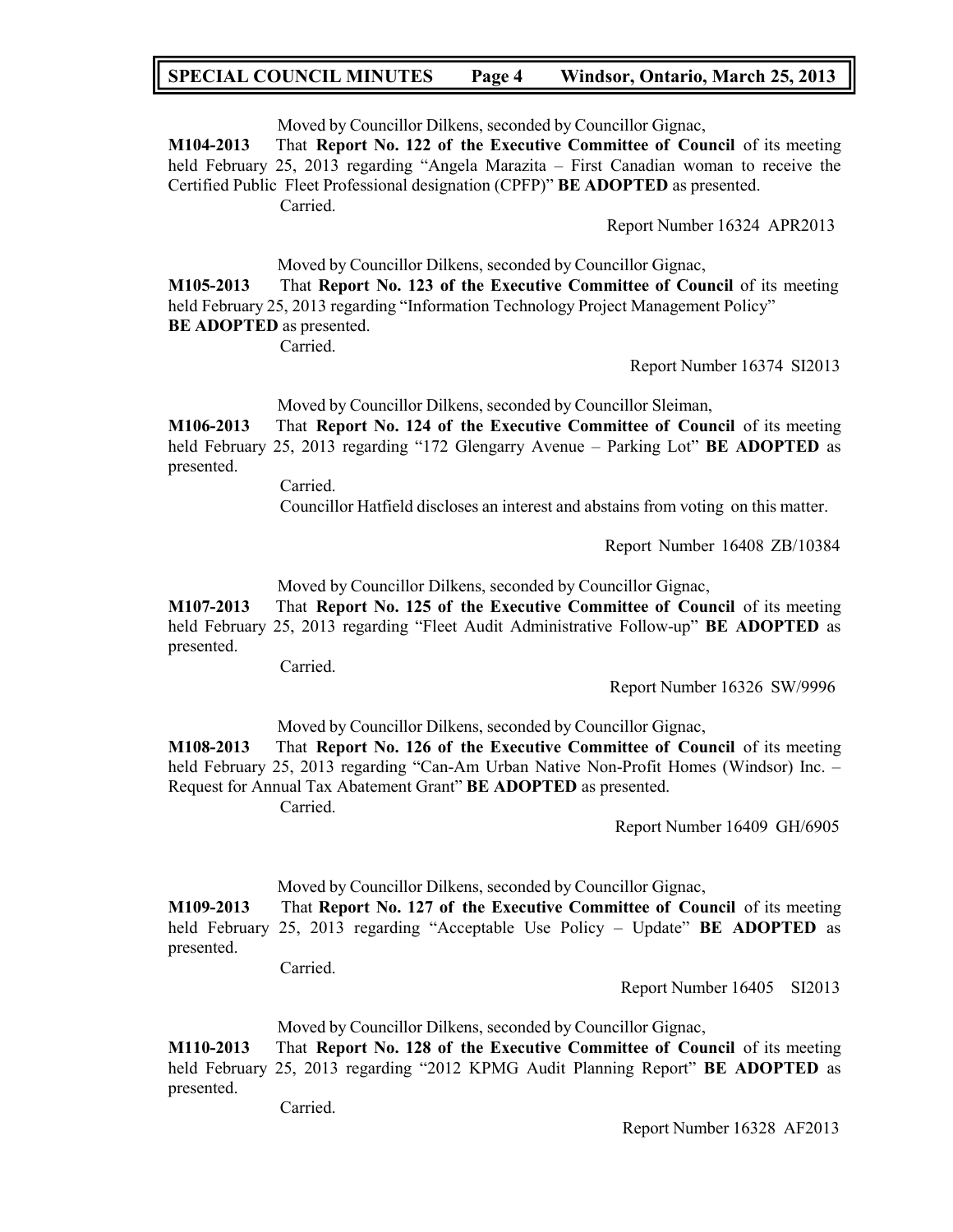Moved by Councillor Dilkens, seconded by Councillor Gignac,

**M104-2013** That **Report No. 122 of the Executive Committee of Council** of its meeting held February 25, 2013 regarding "Angela Marazita – First Canadian woman to receive the Certified Public Fleet Professional designation (CPFP)" **BE ADOPTED** as presented.

Carried.

Report Number 16324 APR2013

Moved by Councillor Dilkens, seconded by Councillor Gignac,

**M105-2013** That **Report No. 123 of the Executive Committee of Council** of its meeting held February 25, 2013 regarding "Information Technology Project Management Policy" **BE ADOPTED** as presented.

Carried.

Report Number 16374 SI2013

Moved by Councillor Dilkens, seconded by Councillor Sleiman,

**M106-2013** That **Report No. 124 of the Executive Committee of Council** of its meeting held February 25, 2013 regarding "172 Glengarry Avenue – Parking Lot" **BE ADOPTED** as presented.

Carried.

Councillor Hatfield discloses an interest and abstains from voting on this matter.

Report Number 16408 ZB/10384

Moved by Councillor Dilkens, seconded by Councillor Gignac,

**M107-2013** That **Report No. 125 of the Executive Committee of Council** of its meeting held February 25, 2013 regarding "Fleet Audit Administrative Follow-up" **BE ADOPTED** as presented.

Carried.

Report Number 16326 SW/9996

Moved by Councillor Dilkens, seconded by Councillor Gignac,

**M108-2013** That **Report No. 126 of the Executive Committee of Council** of its meeting held February 25, 2013 regarding "Can-Am Urban Native Non-Profit Homes (Windsor) Inc. – Request for Annual Tax Abatement Grant" **BE ADOPTED** as presented.

Carried.

Report Number 16409 GH/6905

Moved by Councillor Dilkens, seconded by Councillor Gignac,

**M109-2013** That **Report No. 127 of the Executive Committee of Council** of its meeting held February 25, 2013 regarding "Acceptable Use Policy – Update" **BE ADOPTED** as presented.

Carried.

Report Number 16405 SI2013

Moved by Councillor Dilkens, seconded by Councillor Gignac,

**M110-2013** That **Report No. 128 of the Executive Committee of Council** of its meeting held February 25, 2013 regarding "2012 KPMG Audit Planning Report" **BE ADOPTED** as presented.

Carried.

Report Number 16328 AF2013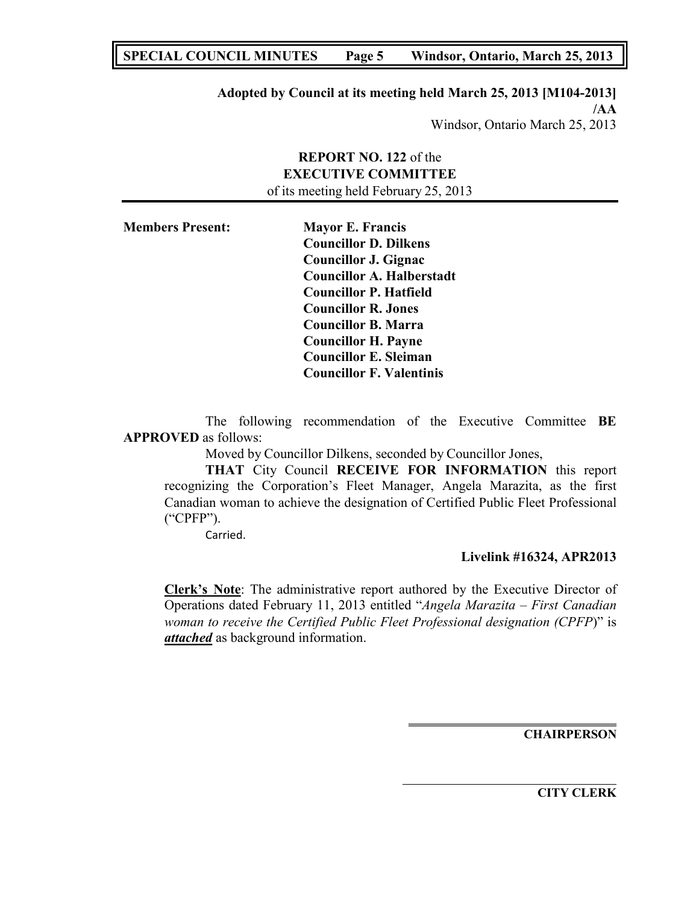**Adopted by Council at its meeting held March 25, 2013 [M104-2013] /AA**

Windsor, Ontario March 25, 2013

**REPORT NO. 122** of the
**EXECUTIVE COMMITTEE**
of its meeting held February 25, 2013

**Members Present:**

**Mayor E. Francis**
**Councillor D. Dilkens**
**Councillor J. Gignac**
**Councillor A. Halberstadt**
**Councillor P. Hatfield**
**Councillor R. Jones**
**Councillor B. Marra**
**Councillor H. Payne**
**Councillor E. Sleiman**
**Councillor F. Valentinis**

The following recommendation of the Executive Committee **BE APPROVED** as follows:

Moved by Councillor Dilkens, seconded by Councillor Jones,

**THAT** City Council **RECEIVE FOR INFORMATION** this report recognizing the Corporation's Fleet Manager, Angela Marazita, as the first Canadian woman to achieve the designation of Certified Public Fleet Professional ("CPFP").

Carried.

**Livelink #16324, APR2013**

**Clerk's Note**: The administrative report authored by the Executive Director of Operations dated February 11, 2013 entitled "*Angela Marazita – First Canadian woman to receive the Certified Public Fleet Professional designation (CPFP*)" is ***attached*** as background information.

**CHAIRPERSON**

**CITY CLERK**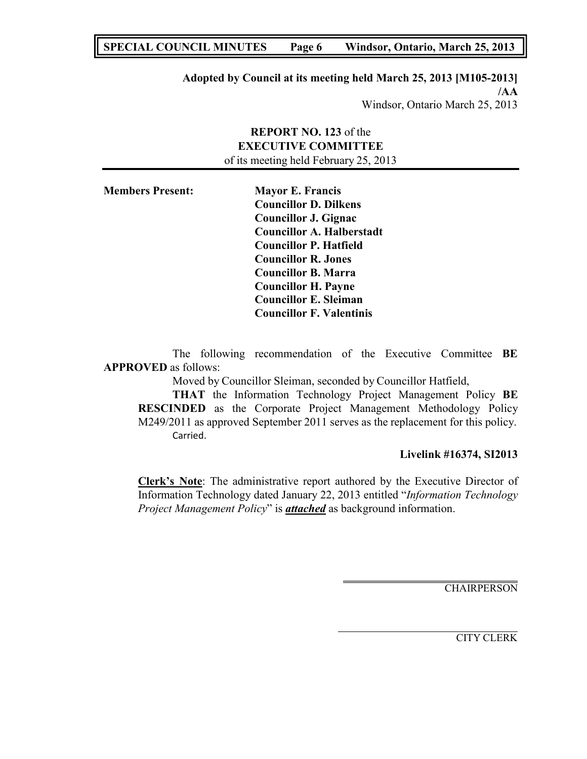**Adopted by Council at its meeting held March 25, 2013 [M105-2013]**
**/AA**
Windsor, Ontario March 25, 2013

**REPORT NO. 123** of the
**EXECUTIVE COMMITTEE**
of its meeting held February 25, 2013

**Members Present:**

**Mayor E. Francis**
**Councillor D. Dilkens**
**Councillor J. Gignac**
**Councillor A. Halberstadt**
**Councillor P. Hatfield**
**Councillor R. Jones**
**Councillor B. Marra**
**Councillor H. Payne**
**Councillor E. Sleiman**
**Councillor F. Valentinis**

The following recommendation of the Executive Committee **BE APPROVED** as follows:

Moved by Councillor Sleiman, seconded by Councillor Hatfield,

**THAT** the Information Technology Project Management Policy **BE RESCINDED** as the Corporate Project Management Methodology Policy M249/2011 as approved September 2011 serves as the replacement for this policy.

Carried.

**Livelink #16374, SI2013**

**Clerk's Note**: The administrative report authored by the Executive Director of Information Technology dated January 22, 2013 entitled "*Information Technology Project Management Policy*" is ***attached*** as background information.

CHAIRPERSON

CITY CLERK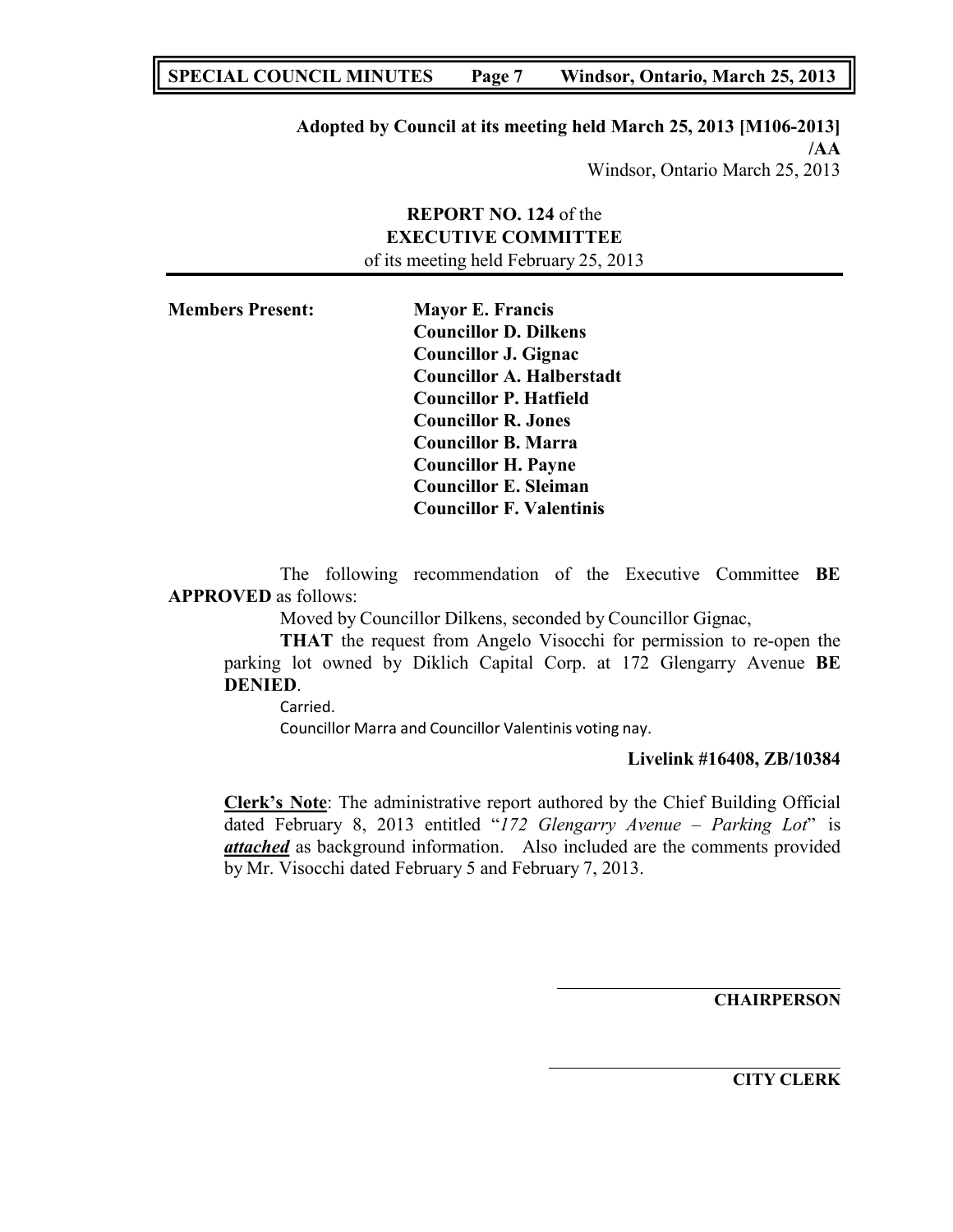**Adopted by Council at its meeting held March 25, 2013 [M106-2013]**
**/AA**
Windsor, Ontario March 25, 2013

**REPORT NO. 124** of the
**EXECUTIVE COMMITTEE**
of its meeting held February 25, 2013

---

**Members Present:**

**Mayor E. Francis**
**Councillor D. Dilkens**
**Councillor J. Gignac**
**Councillor A. Halberstadt**
**Councillor P. Hatfield**
**Councillor R. Jones**
**Councillor B. Marra**
**Councillor H. Payne**
**Councillor E. Sleiman**
**Councillor F. Valentinis**

The following recommendation of the Executive Committee **BE APPROVED** as follows:

Moved by Councillor Dilkens, seconded by Councillor Gignac,

**THAT** the request from Angelo Visocchi for permission to re-open the parking lot owned by Diklich Capital Corp. at 172 Glengarry Avenue **BE DENIED**.

Carried.

Councillor Marra and Councillor Valentinis voting nay.

**Livelink #16408, ZB/10384**

**Clerk's Note**: The administrative report authored by the Chief Building Official dated February 8, 2013 entitled "*172 Glengarry Avenue – Parking Lot*" is ***attached*** as background information. Also included are the comments provided by Mr. Visocchi dated February 5 and February 7, 2013.

**CHAIRPERSON**

**CITY CLERK**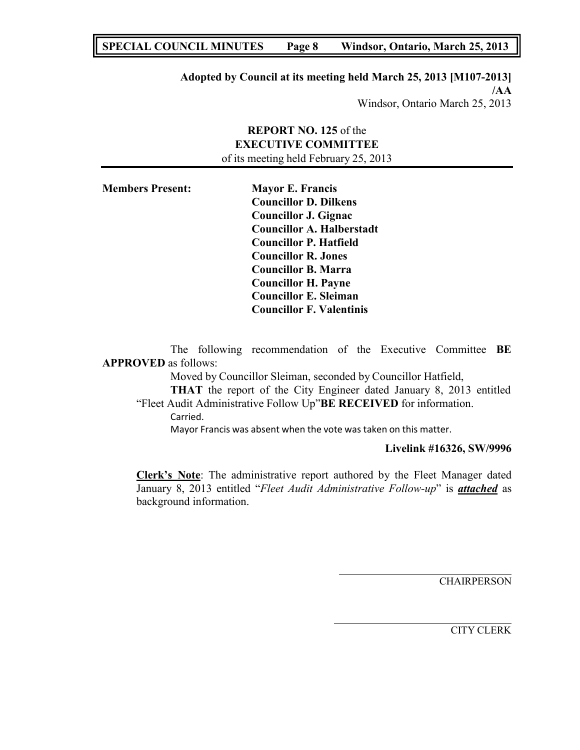**Adopted by Council at its meeting held March 25, 2013 [M107-2013]**
**/AA**
Windsor, Ontario March 25, 2013

**REPORT NO. 125** of the
**EXECUTIVE COMMITTEE**
of its meeting held February 25, 2013

**Members Present:**

**Mayor E. Francis**
**Councillor D. Dilkens**
**Councillor J. Gignac**
**Councillor A. Halberstadt**
**Councillor P. Hatfield**
**Councillor R. Jones**
**Councillor B. Marra**
**Councillor H. Payne**
**Councillor E. Sleiman**
**Councillor F. Valentinis**

The following recommendation of the Executive Committee **BE APPROVED** as follows:

Moved by Councillor Sleiman, seconded by Councillor Hatfield,

**THAT** the report of the City Engineer dated January 8, 2013 entitled "Fleet Audit Administrative Follow Up"**BE RECEIVED** for information.

Carried.

Mayor Francis was absent when the vote was taken on this matter.

**Livelink #16326, SW/9996**

**Clerk's Note**: The administrative report authored by the Fleet Manager dated January 8, 2013 entitled "*Fleet Audit Administrative Follow-up*" is ***attached*** as background information.

CHAIRPERSON

CITY CLERK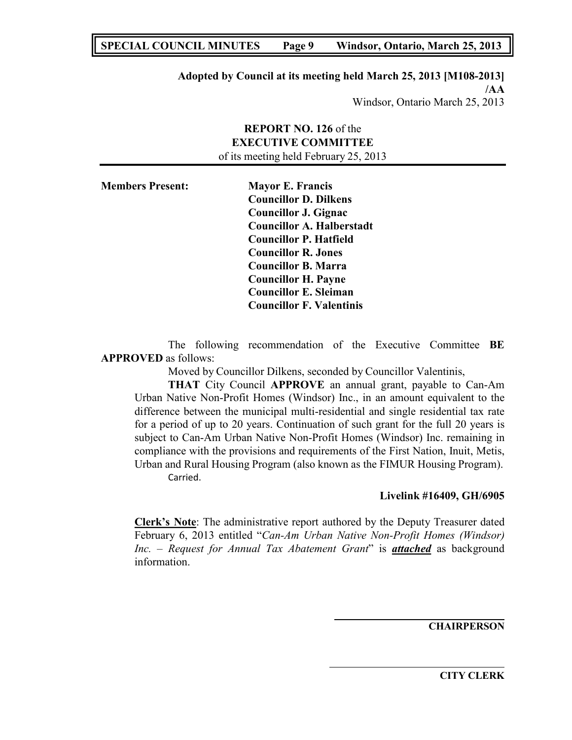**Adopted by Council at its meeting held March 25, 2013 [M108-2013]**
**/AA**
Windsor, Ontario March 25, 2013

**REPORT NO. 126** of the
**EXECUTIVE COMMITTEE**
of its meeting held February 25, 2013

**Members Present:**

**Mayor E. Francis**
**Councillor D. Dilkens**
**Councillor J. Gignac**
**Councillor A. Halberstadt**
**Councillor P. Hatfield**
**Councillor R. Jones**
**Councillor B. Marra**
**Councillor H. Payne**
**Councillor E. Sleiman**
**Councillor F. Valentinis**

The following recommendation of the Executive Committee **BE APPROVED** as follows:

Moved by Councillor Dilkens, seconded by Councillor Valentinis,

**THAT** City Council **APPROVE** an annual grant, payable to Can-Am Urban Native Non-Profit Homes (Windsor) Inc., in an amount equivalent to the difference between the municipal multi-residential and single residential tax rate for a period of up to 20 years. Continuation of such grant for the full 20 years is subject to Can-Am Urban Native Non-Profit Homes (Windsor) Inc. remaining in compliance with the provisions and requirements of the First Nation, Inuit, Metis, Urban and Rural Housing Program (also known as the FIMUR Housing Program).

Carried.

**Livelink #16409, GH/6905**

**Clerk's Note**: The administrative report authored by the Deputy Treasurer dated February 6, 2013 entitled "*Can-Am Urban Native Non-Profit Homes (Windsor) Inc. – Request for Annual Tax Abatement Grant*" is ***attached*** as background information.

**CHAIRPERSON**

**CITY CLERK**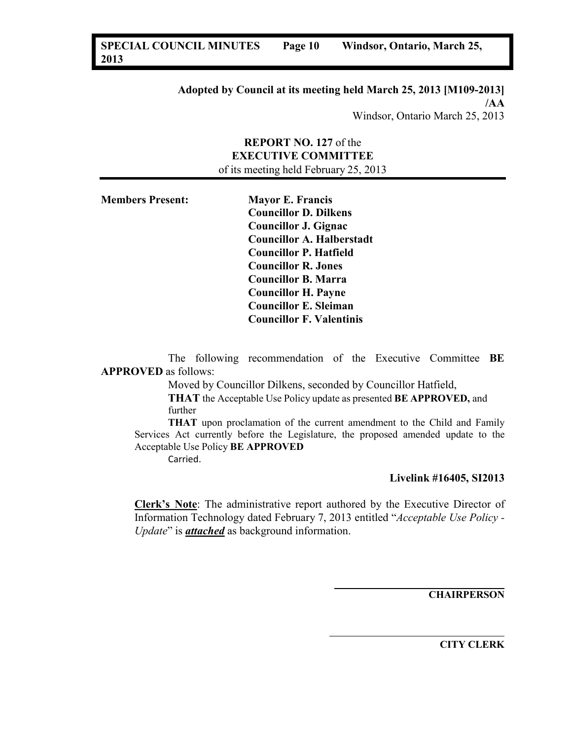**Adopted by Council at its meeting held March 25, 2013 [M109-2013] /AA**
Windsor, Ontario March 25, 2013

**REPORT NO. 127** of the
**EXECUTIVE COMMITTEE**
of its meeting held February 25, 2013

**Members Present:**

**Mayor E. Francis**
**Councillor D. Dilkens**
**Councillor J. Gignac**
**Councillor A. Halberstadt**
**Councillor P. Hatfield**
**Councillor R. Jones**
**Councillor B. Marra**
**Councillor H. Payne**
**Councillor E. Sleiman**
**Councillor F. Valentinis**

The following recommendation of the Executive Committee **BE APPROVED** as follows:

Moved by Councillor Dilkens, seconded by Councillor Hatfield,

**THAT** the Acceptable Use Policy update as presented **BE APPROVED,** and further

**THAT** upon proclamation of the current amendment to the Child and Family Services Act currently before the Legislature, the proposed amended update to the Acceptable Use Policy **BE APPROVED**

Carried.

**Livelink #16405, SI2013**

**Clerk's Note**: The administrative report authored by the Executive Director of Information Technology dated February 7, 2013 entitled "*Acceptable Use Policy - Update*" is ***attached*** as background information.

**CHAIRPERSON**

**CITY CLERK**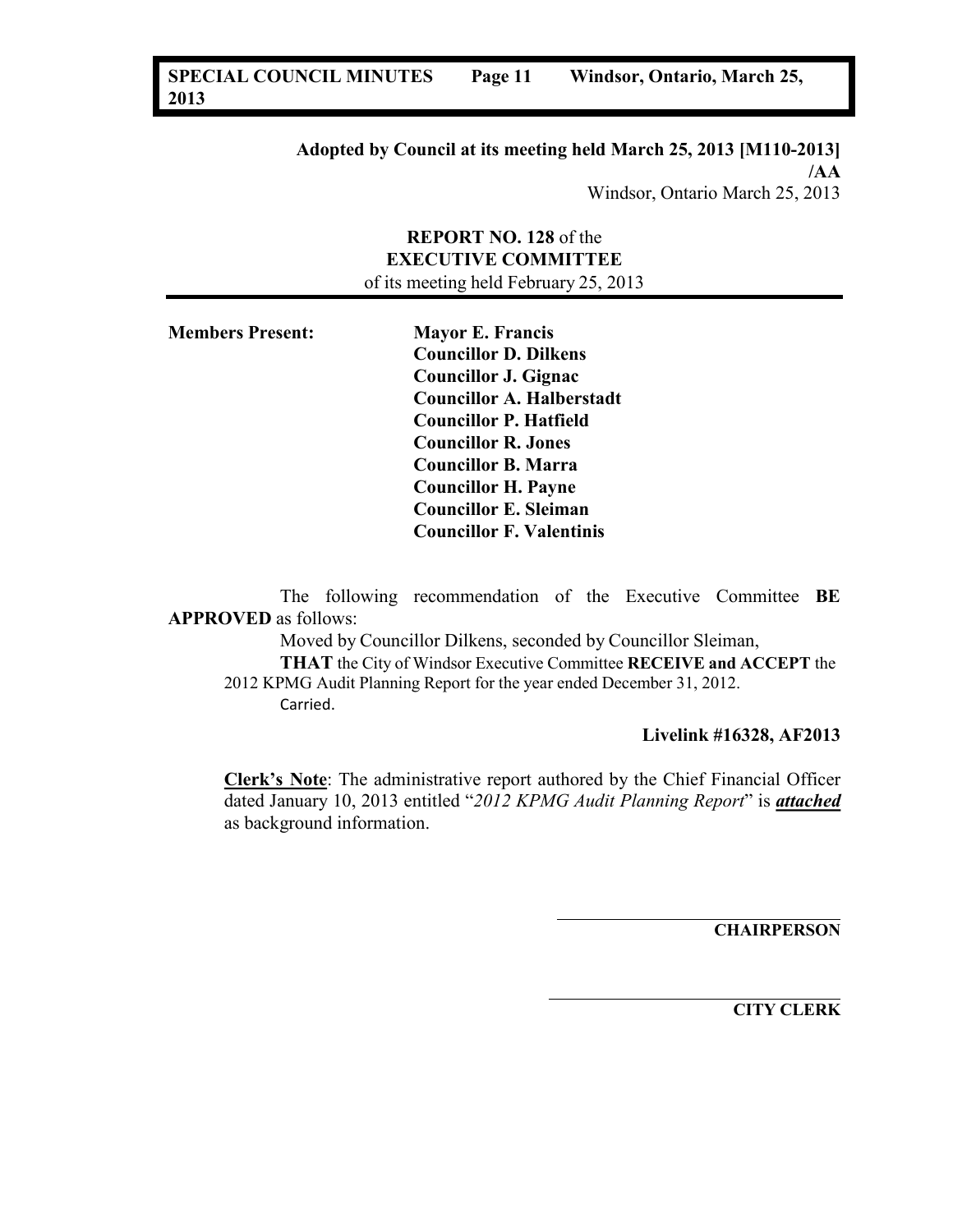**Adopted by Council at its meeting held March 25, 2013 [M110-2013] /AA**

Windsor, Ontario March 25, 2013

**REPORT NO. 128** of the
**EXECUTIVE COMMITTEE**
of its meeting held February 25, 2013

**Members Present:**

**Mayor E. Francis**
**Councillor D. Dilkens**
**Councillor J. Gignac**
**Councillor A. Halberstadt**
**Councillor P. Hatfield**
**Councillor R. Jones**
**Councillor B. Marra**
**Councillor H. Payne**
**Councillor E. Sleiman**
**Councillor F. Valentinis**

The following recommendation of the Executive Committee **BE APPROVED** as follows:

Moved by Councillor Dilkens, seconded by Councillor Sleiman,

**THAT** the City of Windsor Executive Committee **RECEIVE and ACCEPT** the 2012 KPMG Audit Planning Report for the year ended December 31, 2012.

Carried.

**Livelink #16328, AF2013**

**Clerk's Note**: The administrative report authored by the Chief Financial Officer dated January 10, 2013 entitled "*2012 KPMG Audit Planning Report*" is ***attached*** as background information.

**CHAIRPERSON**

**CITY CLERK**